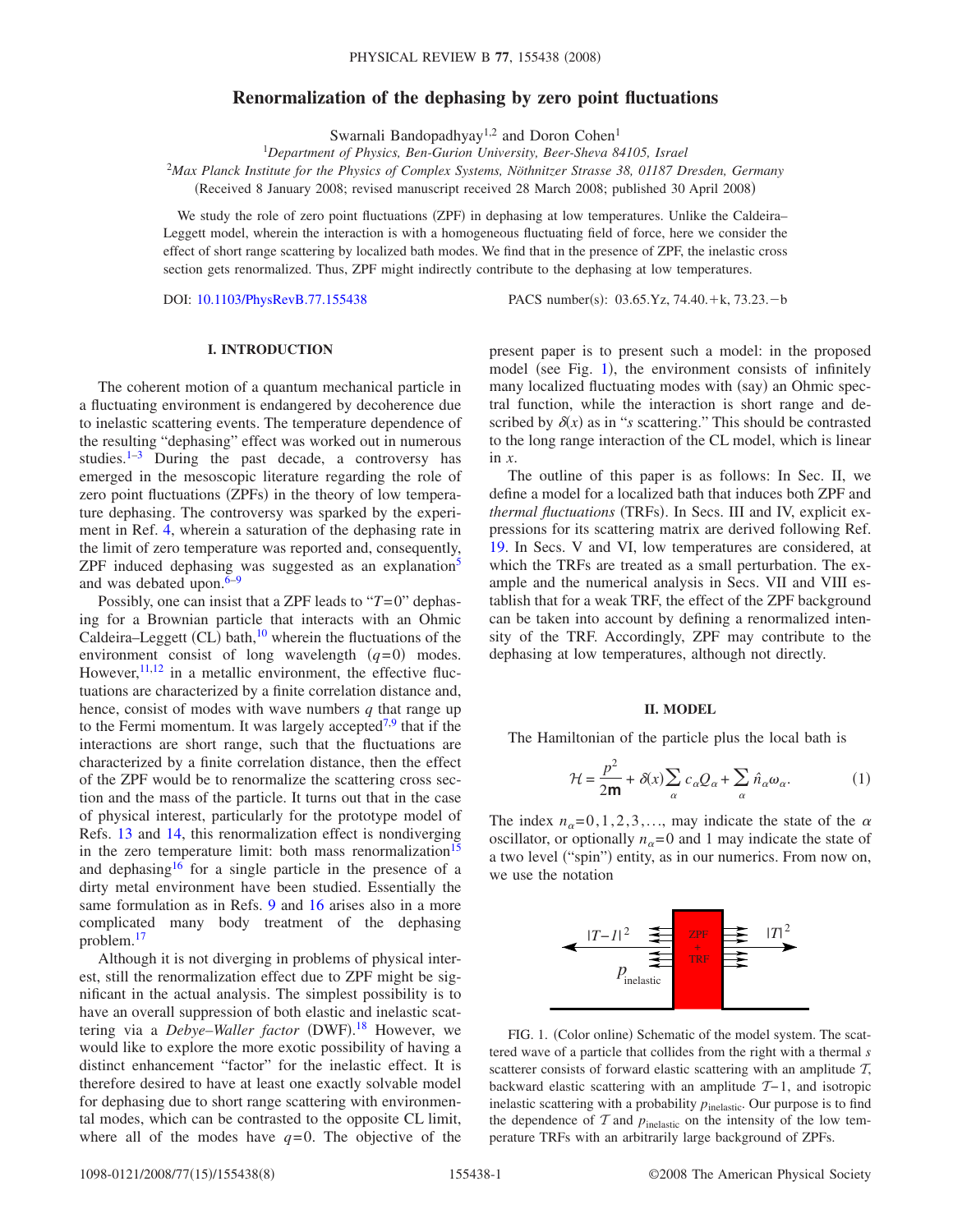# Renormalization of the dephasing by zero point fluctuations

Swarnali Bandopadhyay[1,2] and Doron Cohen[1]

[1]*Department of Physics, Ben-Gurion University, Beer-Sheva 84105, Israel*

[2]*Max Planck Institute for the Physics of Complex Systems, Nöthnitzer Strasse 38, 01187 Dresden, Germany*

(Received 8 January 2008; revised manuscript received 28 March 2008; published 30 April 2008)

We study the role of zero point fluctuations (ZPF) in dephasing at low temperatures. Unlike the Caldeira–Leggett model, wherein the interaction is with a homogeneous fluctuating field of force, here we consider the effect of short range scattering by localized bath modes. We find that in the presence of ZPF, the inelastic cross section gets renormalized. Thus, ZPF might indirectly contribute to the dephasing at low temperatures.

DOI: 10.1103/PhysRevB.77.155438 PACS number(s): 03.65.Yz, 74.40.+k, 73.23.−b

## I. INTRODUCTION

The coherent motion of a quantum mechanical particle in a fluctuating environment is endangered by decoherence due to inelastic scattering events. The temperature dependence of the resulting "dephasing" effect was worked out in numerous studies.[1–3] During the past decade, a controversy has emerged in the mesoscopic literature regarding the role of zero point fluctuations (ZPFs) in the theory of low temperature dephasing. The controversy was sparked by the experiment in Ref. 4, wherein a saturation of the dephasing rate in the limit of zero temperature was reported and, consequently, ZPF induced dephasing was suggested as an explanation[5] and was debated upon.[6–9]

Possibly, one can insist that a ZPF leads to "$T=0$" dephasing for a Brownian particle that interacts with an Ohmic Caldeira–Leggett (CL) bath,[10] wherein the fluctuations of the environment consist of long wavelength ($q=0$) modes. However,[11,12] in a metallic environment, the effective fluctuations are characterized by a finite correlation distance and, hence, consist of modes with wave numbers $q$ that range up to the Fermi momentum. It was largely accepted[7,9] that if the interactions are short range, such that the fluctuations are characterized by a finite correlation distance, then the effect of the ZPF would be to renormalize the scattering cross section and the mass of the particle. It turns out that in the case of physical interest, particularly for the prototype model of Refs. 13 and 14, this renormalization effect is nondiverging in the zero temperature limit: both mass renormalization[15] and dephasing[16] for a single particle in the presence of a dirty metal environment have been studied. Essentially the same formulation as in Refs. 9 and 16 arises also in a more complicated many body treatment of the dephasing problem.[17]

Although it is not diverging in problems of physical interest, still the renormalization effect due to ZPF might be significant in the actual analysis. The simplest possibility is to have an overall suppression of both elastic and inelastic scattering via a *Debye–Waller factor* (DWF).[18] However, we would like to explore the more exotic possibility of having a distinct enhancement "factor" for the inelastic effect. It is therefore desired to have at least one exactly solvable model for dephasing due to short range scattering with environmental modes, which can be contrasted to the opposite CL limit, where all of the modes have $q=0$. The objective of the present paper is to present such a model: in the proposed model (see Fig. 1), the environment consists of infinitely many localized fluctuating modes with (say) an Ohmic spectral function, while the interaction is short range and described by $\delta(x)$ as in "*s* scattering." This should be contrasted to the long range interaction of the CL model, which is linear in $x$.

The outline of this paper is as follows: In Sec. II, we define a model for a localized bath that induces both ZPF and *thermal fluctuations* (TRFs). In Secs. III and IV, explicit expressions for its scattering matrix are derived following Ref. 19. In Secs. V and VI, low temperatures are considered, at which the TRFs are treated as a small perturbation. The example and the numerical analysis in Secs. VII and VIII establish that for a weak TRF, the effect of the ZPF background can be taken into account by defining a renormalized intensity of the TRF. Accordingly, ZPF may contribute to the dephasing at low temperatures, although not directly.

## II. MODEL

The Hamiltonian of the particle plus the local bath is

$$\mathcal{H} = \frac{p^2}{2\mathsf{m}} + \delta(x)\sum_{\alpha} c_{\alpha}Q_{\alpha} + \sum_{\alpha}\hat{n}_{\alpha}\omega_{\alpha}. \quad (1)$$

The index $n_{\alpha}=0,1,2,3,\ldots,$ may indicate the state of the $\alpha$ oscillator, or optionally $n_{\alpha}=0$ and 1 may indicate the state of a two level ("spin") entity, as in our numerics. From now on, we use the notation

$|T-I|^2$

$|T|^2$

ZPF + TRF

$p_{\text{inelastic}}$

FIG. 1. (Color online) Schematic of the model system. The scattered wave of a particle that collides from the right with a thermal *s* scatterer consists of forward elastic scattering with an amplitude $\mathcal{T}$, backward elastic scattering with an amplitude $\mathcal{T}-1$, and isotropic inelastic scattering with a probability $p_{\text{inelastic}}$. Our purpose is to find the dependence of $\mathcal{T}$ and $p_{\text{inelastic}}$ on the intensity of the low temperature TRFs with an arbitrarily large background of ZPFs.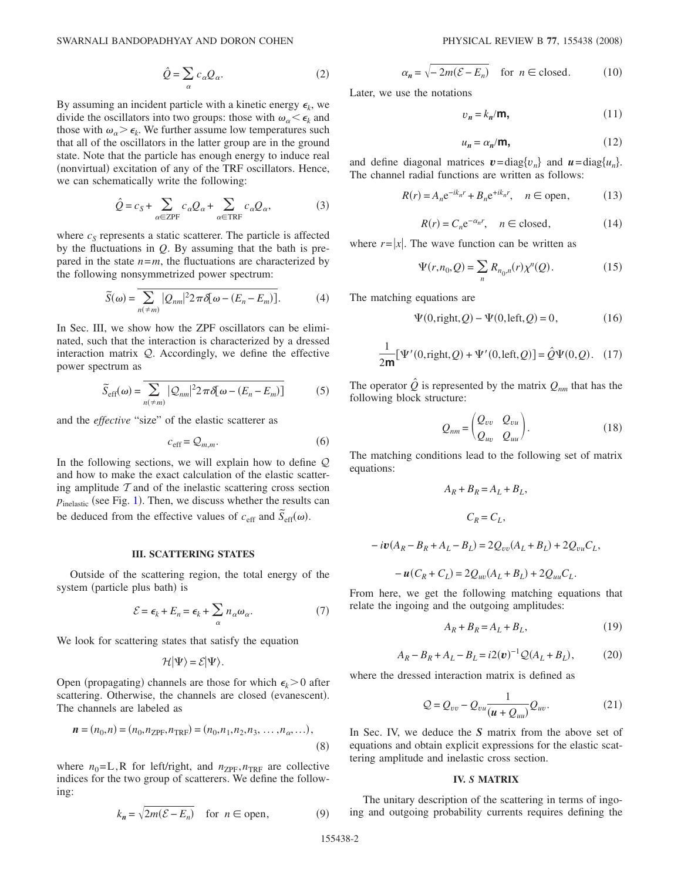$$\hat{Q} = \sum_{\alpha} c_{\alpha} Q_{\alpha}. \tag{2}$$

By assuming an incident particle with a kinetic energy $\epsilon_k$, we divide the oscillators into two groups: those with $\omega_\alpha < \epsilon_k$ and those with $\omega_\alpha > \epsilon_k$. We further assume low temperatures such that all of the oscillators in the latter group are in the ground state. Note that the particle has enough energy to induce real (nonvirtual) excitation of any of the TRF oscillators. Hence, we can schematically write the following:

$$\hat{Q} = c_S + \sum_{\alpha \in \mathrm{ZPF}} c_{\alpha} Q_{\alpha} + \sum_{\alpha \in \mathrm{TRF}} c_{\alpha} Q_{\alpha}, \tag{3}$$

where $c_S$ represents a static scatterer. The particle is affected by the fluctuations in $Q$. By assuming that the bath is prepared in the state $n=m$, the fluctuations are characterized by the following nonsymmetrized power spectrum:

$$\tilde{S}(\omega) = \overline{\sum_{n(\neq m)} |Q_{nm}|^2 2\pi \delta[\omega - (E_n - E_m)]}. \tag{4}$$

In Sec. III, we show how the ZPF oscillators can be eliminated, such that the interaction is characterized by a dressed interaction matrix $\mathcal{Q}$. Accordingly, we define the effective power spectrum as

$$\tilde{S}_{\mathrm{eff}}(\omega) = \overline{\sum_{n(\neq m)} |\mathcal{Q}_{nm}|^2 2\pi \delta[\omega - (E_n - E_m)]} \tag{5}$$

and the *effective* "size" of the elastic scatterer as

$$c_{\mathrm{eff}} = \mathcal{Q}_{m,m}. \tag{6}$$

In the following sections, we will explain how to define $\mathcal{Q}$ and how to make the exact calculation of the elastic scattering amplitude $\mathcal{T}$ and of the inelastic scattering cross section $p_{\mathrm{inelastic}}$ (see Fig. 1). Then, we discuss whether the results can be deduced from the effective values of $c_{\mathrm{eff}}$ and $\tilde{S}_{\mathrm{eff}}(\omega)$.

### III. SCATTERING STATES

Outside of the scattering region, the total energy of the system (particle plus bath) is

$$\mathcal{E} = \epsilon_k + E_n = \epsilon_k + \sum_{\alpha} n_{\alpha} \omega_{\alpha}. \tag{7}$$

We look for scattering states that satisfy the equation

$$\mathcal{H}|\Psi\rangle = \mathcal{E}|\Psi\rangle.$$

Open (propagating) channels are those for which $\epsilon_k > 0$ after scattering. Otherwise, the channels are closed (evanescent). The channels are labeled as

$$\boldsymbol{n} = (n_0, n) = (n_0, n_{\mathrm{ZPF}}, n_{\mathrm{TRF}}) = (n_0, n_1, n_2, n_3, \ldots, n_{\alpha}, \ldots), \tag{8}$$

where $n_0 = \mathrm{L}, \mathrm{R}$ for left/right, and $n_{\mathrm{ZPF}}, n_{\mathrm{TRF}}$ are collective indices for the two group of scatterers. We define the following:

$$k_{\boldsymbol{n}} = \sqrt{2m(\mathcal{E} - E_n)} \quad \text{for } n \in \text{open}, \tag{9}$$

$$\alpha_{\boldsymbol{n}} = \sqrt{-2m(\mathcal{E} - E_n)} \quad \text{for } n \in \text{closed}. \tag{10}$$

Later, we use the notations

$$v_{\boldsymbol{n}} = k_{\boldsymbol{n}}/\mathsf{m}, \tag{11}$$

$$u_{\boldsymbol{n}} = \alpha_{\boldsymbol{n}}/\mathsf{m}, \tag{12}$$

and define diagonal matrices $\boldsymbol{v} = \mathrm{diag}\{v_n\}$ and $\boldsymbol{u} = \mathrm{diag}\{u_n\}$. The channel radial functions are written as follows:

$$R(r) = A_n e^{-ik_n r} + B_n e^{+ik_n r}, \quad n \in \text{open}, \tag{13}$$

$$R(r) = C_n e^{-\alpha_n r}, \quad n \in \text{closed}, \tag{14}$$

where $r = |x|$. The wave function can be written as

$$\Psi(r, n_0, Q) = \sum_n R_{n_0,n}(r) \chi^n(Q). \tag{15}$$

The matching equations are

$$\Psi(0,\text{right},Q) - \Psi(0,\text{left},Q) = 0, \tag{16}$$

$$\frac{1}{2\mathsf{m}}[\Psi'(0,\text{right},Q) + \Psi'(0,\text{left},Q)] = \hat{Q}\Psi(0,Q). \tag{17}$$

The operator $\hat{Q}$ is represented by the matrix $Q_{nm}$ that has the following block structure:

$$Q_{nm} = \begin{pmatrix} Q_{vv} & Q_{vu} \\ Q_{uv} & Q_{uu} \end{pmatrix}. \tag{18}$$

The matching conditions lead to the following set of matrix equations:

$$A_R + B_R = A_L + B_L,$$

$$C_R = C_L,$$

$$-i\boldsymbol{v}(A_R - B_R + A_L - B_L) = 2Q_{vv}(A_L + B_L) + 2Q_{vu}C_L,$$

$$-\boldsymbol{u}(C_R + C_L) = 2Q_{uv}(A_L + B_L) + 2Q_{uu}C_L.$$

From here, we get the following matching equations that relate the ingoing and the outgoing amplitudes:

$$A_R + B_R = A_L + B_L, \tag{19}$$

$$A_R - B_R + A_L - B_L = i2(\boldsymbol{v})^{-1}\mathcal{Q}(A_L + B_L), \tag{20}$$

where the dressed interaction matrix is defined as

$$\mathcal{Q} = Q_{vv} - Q_{vu}\frac{1}{(\boldsymbol{u} + Q_{uu})}Q_{uv}. \tag{21}$$

In Sec. IV, we deduce the $\boldsymbol{S}$ matrix from the above set of equations and obtain explicit expressions for the elastic scattering amplitude and inelastic cross section.

### IV. *S* MATRIX

The unitary description of the scattering in terms of ingoing and outgoing probability currents requires defining the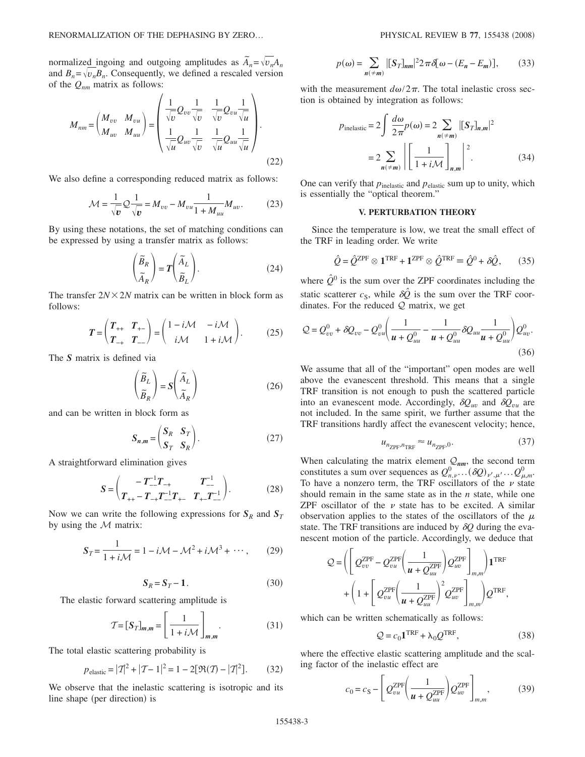normalized ingoing and outgoing amplitudes as $\tilde{A}_n = \sqrt{v_n} A_n$ and $B_n = \sqrt{v_n} B_n$. Consequently, we defined a rescaled version of the $Q_{nm}$ matrix as follows:

$$
M_{nm} = \begin{pmatrix} M_{vv} & M_{vu} \\ M_{uv} & M_{uu} \end{pmatrix} = \begin{pmatrix} \frac{1}{\sqrt{v}} Q_{vv} \frac{1}{\sqrt{v}} & \frac{1}{\sqrt{v}} Q_{vu} \frac{1}{\sqrt{u}} \\ \frac{1}{\sqrt{u}} Q_{uv} \frac{1}{\sqrt{v}} & \frac{1}{\sqrt{u}} Q_{uu} \frac{1}{\sqrt{u}} \end{pmatrix}. \tag{22}
$$

We also define a corresponding reduced matrix as follows:

$$
\mathcal{M} = \frac{1}{\sqrt{\boldsymbol{v}}} \mathcal{Q} \frac{1}{\sqrt{\boldsymbol{v}}} = M_{vv} - M_{vu} \frac{1}{1 + M_{uu}} M_{uv}. \tag{23}
$$

By using these notations, the set of matching conditions can be expressed by using a transfer matrix as follows:

$$
\begin{pmatrix} \tilde{B}_R \\ \tilde{A}_R \end{pmatrix} = \boldsymbol{T} \begin{pmatrix} \tilde{A}_L \\ \tilde{B}_L \end{pmatrix}. \tag{24}
$$

The transfer $2N \times 2N$ matrix can be written in block form as follows:

$$
\boldsymbol{T} = \begin{pmatrix} \boldsymbol{T}_{++} & \boldsymbol{T}_{+-} \\ \boldsymbol{T}_{-+} & \boldsymbol{T}_{--} \end{pmatrix} = \begin{pmatrix} 1 - i\mathcal{M} & -i\mathcal{M} \\ i\mathcal{M} & 1 + i\mathcal{M} \end{pmatrix}. \tag{25}
$$

The $\boldsymbol{S}$ matrix is defined via

$$
\begin{pmatrix} \tilde{B}_L \\ \tilde{B}_R \end{pmatrix} = \boldsymbol{S} \begin{pmatrix} \tilde{A}_L \\ \tilde{A}_R \end{pmatrix} \tag{26}
$$

and can be written in block form as

$$
\boldsymbol{S}_{\boldsymbol{n},\boldsymbol{m}} = \begin{pmatrix} \boldsymbol{S}_R & \boldsymbol{S}_T \\ \boldsymbol{S}_T & \boldsymbol{S}_R \end{pmatrix}. \tag{27}
$$

A straightforward elimination gives

$$
\boldsymbol{S} = \begin{pmatrix} -\boldsymbol{T}_{--}^{-1} \boldsymbol{T}_{-+} & \boldsymbol{T}_{--}^{-1} \\ \boldsymbol{T}_{++} - \boldsymbol{T}_{-+} \boldsymbol{T}_{--}^{-1} \boldsymbol{T}_{+-} & \boldsymbol{T}_{+-} \boldsymbol{T}_{--}^{-1} \end{pmatrix}. \tag{28}
$$

Now we can write the following expressions for $\boldsymbol{S}_R$ and $\boldsymbol{S}_T$ by using the $\mathcal{M}$ matrix:

$$
\boldsymbol{S}_T = \frac{1}{1 + i\mathcal{M}} = 1 - i\mathcal{M} - \mathcal{M}^2 + i\mathcal{M}^3 + \cdots, \tag{29}
$$

$$
\boldsymbol{S}_R = \boldsymbol{S}_T - \mathbf{1}. \tag{30}
$$

The elastic forward scattering amplitude is

$$
\mathcal{T} = [\boldsymbol{S}_T]_{\boldsymbol{m},\boldsymbol{m}} = \left[ \frac{1}{1 + i\mathcal{M}} \right]_{\boldsymbol{m},\boldsymbol{m}}. \tag{31}
$$

The total elastic scattering probability is

$$
p_{\text{elastic}} = |\mathcal{T}|^2 + |\mathcal{T} - 1|^2 = 1 - 2[\Re(\mathcal{T}) - |\mathcal{T}|^2]. \tag{32}
$$

We observe that the inelastic scattering is isotropic and its line shape (per direction) is

$$
p(\omega) = \sum_{\boldsymbol{n}(\neq \boldsymbol{m})} |[\boldsymbol{S}_T]_{\boldsymbol{nm}}|^2 2\pi \delta[\omega - (E_{\boldsymbol{n}} - E_{\boldsymbol{m}})], \tag{33}
$$

with the measurement $d\omega/2\pi$. The total inelastic cross section is obtained by integration as follows:

$$
\begin{aligned}
p_{\text{inelastic}} &= 2 \int \frac{d\omega}{2\pi} p(\omega) = 2 \sum_{\boldsymbol{n}(\neq \boldsymbol{m})} |[\boldsymbol{S}_T]_{\boldsymbol{n},\boldsymbol{m}}|^2 \\
&= 2 \sum_{\boldsymbol{n}(\neq \boldsymbol{m})} \left| \left[ \frac{1}{1 + i\mathcal{M}} \right]_{\boldsymbol{n},\boldsymbol{m}} \right|^2.
\end{aligned} \tag{34}
$$

One can verify that $p_{\text{inelastic}}$ and $p_{\text{elastic}}$ sum up to unity, which is essentially the "optical theorem."

## V. PERTURBATION THEORY

Since the temperature is low, we treat the small effect of the TRF in leading order. We write

$$
\hat{Q} = \hat{Q}^{\text{ZPF}} \otimes \mathbf{1}^{\text{TRF}} + \mathbf{1}^{\text{ZPF}} \otimes \hat{Q}^{\text{TRF}} \equiv \hat{Q}^0 + \delta\hat{Q}, \tag{35}
$$

where $\hat{Q}^0$ is the sum over the ZPF coordinates including the static scatterer $c_{\text{S}}$, while $\delta\hat{Q}$ is the sum over the TRF coordinates. For the reduced $\mathcal{Q}$ matrix, we get

$$
\mathcal{Q} = Q_{vv}^0 + \delta Q_{vv} - Q_{vu}^0 \left( \frac{1}{\boldsymbol{u} + Q_{uu}^0} - \frac{1}{\boldsymbol{u} + Q_{uu}^0} \delta Q_{uu} \frac{1}{\boldsymbol{u} + Q_{uu}^0} \right) Q_{uv}^0. \tag{36}
$$

We assume that all of the "important" open modes are well above the evanescent threshold. This means that a single TRF transition is not enough to push the scattered particle into an evanescent mode. Accordingly, $\delta Q_{uv}$ and $\delta Q_{vu}$ are not included. In the same spirit, we further assume that the TRF transitions hardly affect the evanescent velocity; hence,

$$
u_{n_{\text{ZPF}}, n_{\text{TRF}}} \approx u_{n_{\text{ZPF}}, 0}. \tag{37}
$$

When calculating the matrix element $\mathcal{Q}_{\boldsymbol{nm}}$, the second term constitutes a sum over sequences as $Q_{n,\nu}^0 \ldots (\delta Q)_{\nu',\mu'} \ldots Q_{\mu,m}^0$. To have a nonzero term, the TRF oscillators of the $\nu$ state should remain in the same state as in the $n$ state, while one ZPF oscillator of the $\nu$ state has to be excited. A similar observation applies to the states of the oscillators of the $\mu$ state. The TRF transitions are induced by $\delta Q$ during the evanescent motion of the particle. Accordingly, we deduce that

$$
\begin{aligned}
\mathcal{Q} = &\left( \left[ Q_{vv}^{\text{ZPF}} - Q_{vu}^{\text{ZPF}} \left( \frac{1}{\boldsymbol{u} + Q_{uu}^{\text{ZPF}}} \right) Q_{uv}^{\text{ZPF}} \right]_{m,m} \right) \mathbf{1}^{\text{TRF}} \\
&+ \left( 1 + \left[ Q_{vu}^{\text{ZPF}} \left( \frac{1}{\boldsymbol{u} + Q_{uu}^{\text{ZPF}}} \right)^2 Q_{uv}^{\text{ZPF}} \right]_{m,m} \right) Q^{\text{TRF}},
\end{aligned}
$$

which can be written schematically as follows:

$$
\mathcal{Q} = c_0 \mathbf{1}^{\text{TRF}} + \lambda_0 Q^{\text{TRF}}, \tag{38}
$$

where the effective elastic scattering amplitude and the scaling factor of the inelastic effect are

$$
c_0 = c_{\text{S}} - \left[ Q_{vu}^{\text{ZPF}} \left( \frac{1}{\boldsymbol{u} + Q_{uu}^{\text{ZPF}}} \right) Q_{uv}^{\text{ZPF}} \right]_{m,m}, \tag{39}
$$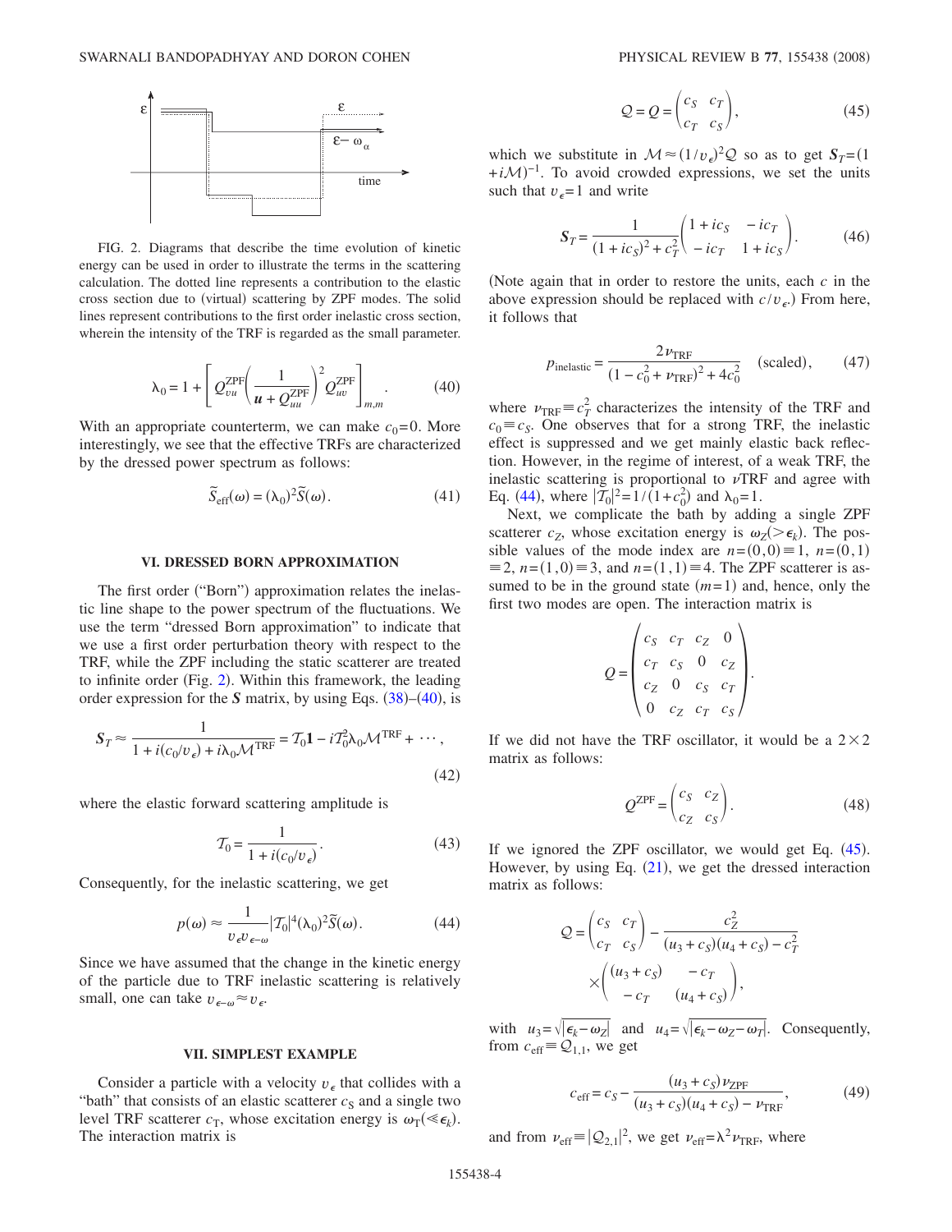FIG. 2. Diagrams that describe the time evolution of kinetic energy can be used in order to illustrate the terms in the scattering calculation. The dotted line represents a contribution to the elastic cross section due to (virtual) scattering by ZPF modes. The solid lines represent contributions to the first order inelastic cross section, wherein the intensity of the TRF is regarded as the small parameter.

$$\lambda_0 = 1 + \left[ Q_{vu}^{\mathrm{ZPF}} \left( \frac{1}{\boldsymbol{u} + Q_{uu}^{\mathrm{ZPF}}} \right)^2 Q_{uv}^{\mathrm{ZPF}} \right]_{m,m}. \tag{40}$$

With an appropriate counterterm, we can make $c_0 = 0$. More interestingly, we see that the effective TRFs are characterized by the dressed power spectrum as follows:

$$\tilde{S}_{\mathrm{eff}}(\omega) = (\lambda_0)^2 \tilde{S}(\omega). \tag{41}$$

## VI. DRESSED BORN APPROXIMATION

The first order ("Born") approximation relates the inelastic line shape to the power spectrum of the fluctuations. We use the term "dressed Born approximation" to indicate that we use a first order perturbation theory with respect to the TRF, while the ZPF including the static scatterer are treated to infinite order (Fig. 2). Within this framework, the leading order expression for the $\boldsymbol{S}$ matrix, by using Eqs. (38)–(40), is

$$\boldsymbol{S}_T \approx \frac{1}{1 + i(c_0/v_\epsilon) + i\lambda_0 \mathcal{M}^{\mathrm{TRF}}} = \mathcal{T}_0 \mathbf{1} - i\mathcal{T}_0^2 \lambda_0 \mathcal{M}^{\mathrm{TRF}} + \cdots, \tag{42}$$

where the elastic forward scattering amplitude is

$$\mathcal{T}_0 = \frac{1}{1 + i(c_0/v_\epsilon)}. \tag{43}$$

Consequently, for the inelastic scattering, we get

$$p(\omega) \approx \frac{1}{v_\epsilon v_{\epsilon-\omega}} |\mathcal{T}_0|^4 (\lambda_0)^2 \tilde{S}(\omega). \tag{44}$$

Since we have assumed that the change in the kinetic energy of the particle due to TRF inelastic scattering is relatively small, one can take $v_{\epsilon-\omega} \approx v_\epsilon$.

## VII. SIMPLEST EXAMPLE

Consider a particle with a velocity $v_\epsilon$ that collides with a "bath" that consists of an elastic scatterer $c_S$ and a single two level TRF scatterer $c_T$, whose excitation energy is $\omega_T (\ll \epsilon_k)$. The interaction matrix is

$$\mathcal{Q} = Q = \begin{pmatrix} c_S & c_T \\ c_T & c_S \end{pmatrix}, \tag{45}$$

which we substitute in $\mathcal{M} \approx (1/v_\epsilon)^2 \mathcal{Q}$ so as to get $\boldsymbol{S}_T = (1 + i\mathcal{M})^{-1}$. To avoid crowded expressions, we set the units such that $v_\epsilon = 1$ and write

$$\boldsymbol{S}_T = \frac{1}{(1 + ic_S)^2 + c_T^2} \begin{pmatrix} 1 + ic_S & -ic_T \\ -ic_T & 1 + ic_S \end{pmatrix}. \tag{46}$$

(Note again that in order to restore the units, each $c$ in the above expression should be replaced with $c/v_\epsilon$.) From here, it follows that

$$p_{\mathrm{inelastic}} = \frac{2\nu_{\mathrm{TRF}}}{(1 - c_0^2 + \nu_{\mathrm{TRF}})^2 + 4c_0^2} \quad \text{(scaled)}, \tag{47}$$

where $\nu_{\mathrm{TRF}} \equiv c_T^2$ characterizes the intensity of the TRF and $c_0 \equiv c_S$. One observes that for a strong TRF, the inelastic effect is suppressed and we get mainly elastic back reflection. However, in the regime of interest, of a weak TRF, the inelastic scattering is proportional to $\nu$TRF and agree with Eq. (44), where $|\mathcal{T}_0|^2 = 1/(1 + c_0^2)$ and $\lambda_0 = 1$.

Next, we complicate the bath by adding a single ZPF scatterer $c_Z$, whose excitation energy is $\omega_Z (> \epsilon_k)$. The possible values of the mode index are $n = (0,0) \equiv 1$, $n = (0,1) \equiv 2$, $n = (1,0) \equiv 3$, and $n = (1,1) \equiv 4$. The ZPF scatterer is assumed to be in the ground state ($m = 1$) and, hence, only the first two modes are open. The interaction matrix is

$$Q = \begin{pmatrix} c_S & c_T & c_Z & 0 \\ c_T & c_S & 0 & c_Z \\ c_Z & 0 & c_S & c_T \\ 0 & c_Z & c_T & c_S \end{pmatrix}.$$

If we did not have the TRF oscillator, it would be a $2 \times 2$ matrix as follows:

$$Q^{\mathrm{ZPF}} = \begin{pmatrix} c_S & c_Z \\ c_Z & c_S \end{pmatrix}. \tag{48}$$

If we ignored the ZPF oscillator, we would get Eq. (45). However, by using Eq. (21), we get the dressed interaction matrix as follows:

$$\mathcal{Q} = \begin{pmatrix} c_S & c_T \\ c_T & c_S \end{pmatrix} - \frac{c_Z^2}{(u_3 + c_S)(u_4 + c_S) - c_T^2} \times \begin{pmatrix} (u_3 + c_S) & -c_T \\ -c_T & (u_4 + c_S) \end{pmatrix},$$

with $u_3 = \sqrt{|\epsilon_k - \omega_Z|}$ and $u_4 = \sqrt{|\epsilon_k - \omega_Z - \omega_T|}$. Consequently, from $c_{\mathrm{eff}} \equiv \mathcal{Q}_{1,1}$, we get

$$c_{\mathrm{eff}} = c_S - \frac{(u_3 + c_S)\nu_{\mathrm{ZPF}}}{(u_3 + c_S)(u_4 + c_S) - \nu_{\mathrm{TRF}}}, \tag{49}$$

and from $\nu_{\mathrm{eff}} \equiv |\mathcal{Q}_{2,1}|^2$, we get $\nu_{\mathrm{eff}} = \lambda^2 \nu_{\mathrm{TRF}}$, where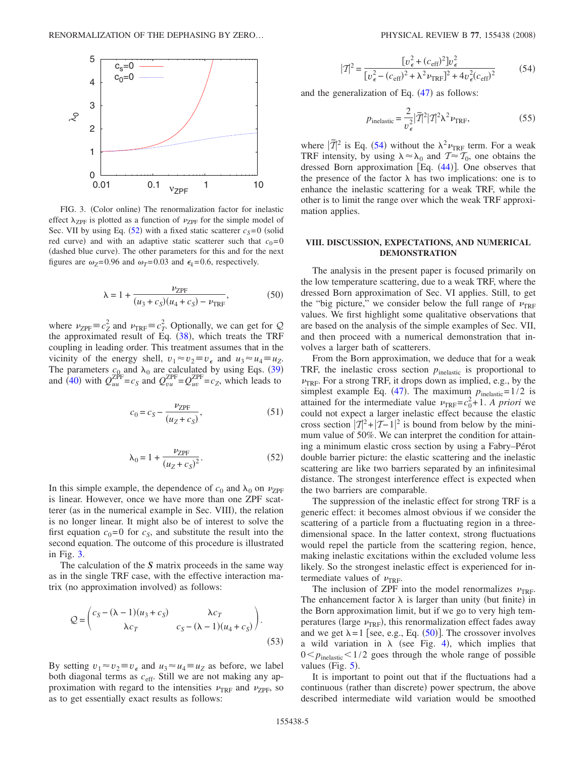$c_S=0$

$c_0=0$

$\lambda_0$

5

4

3

2

1

0

0.01

0.1

1

10

$\nu_{ZPF}$

FIG. 3. (Color online) The renormalization factor for inelastic effect $\lambda_{ZPF}$ is plotted as a function of $\nu_{ZPF}$ for the simple model of Sec. VII by using Eq. (52) with a fixed static scatterer $c_S=0$ (solid red curve) and with an adaptive static scatterer such that $c_0=0$ (dashed blue curve). The other parameters for this and for the next figures are $\omega_Z=0.96$ and $\omega_T=0.03$ and $\epsilon_k=0.6$, respectively.

$$\lambda = 1 + \frac{\nu_{\mathrm{ZPF}}}{(u_3+c_S)(u_4+c_S)-\nu_{\mathrm{TRF}}}, \tag{50}$$

where $\nu_{\mathrm{ZPF}} \equiv c_Z^2$ and $\nu_{\mathrm{TRF}} \equiv c_T^2$. Optionally, we can get for $\mathcal{Q}$ the approximated result of Eq. (38), which treats the TRF coupling in leading order. This treatment assumes that in the vicinity of the energy shell, $v_1 \approx v_2 \equiv v_\epsilon$ and $u_3 \approx u_4 \equiv u_Z$. The parameters $c_0$ and $\lambda_0$ are calculated by using Eqs. (39) and (40) with $Q_{uu}^{\mathrm{ZPF}}=c_S$ and $Q_{vu}^{\mathrm{ZPF}}=Q_{uv}^{\mathrm{ZPF}}=c_Z$, which leads to

$$c_0 = c_S - \frac{\nu_{\mathrm{ZPF}}}{(u_Z+c_S)}, \tag{51}$$

$$\lambda_0 = 1 + \frac{\nu_{\mathrm{ZPF}}}{(u_Z+c_S)^2}. \tag{52}$$

In this simple example, the dependence of $c_0$ and $\lambda_0$ on $\nu_{\mathrm{ZPF}}$ is linear. However, once we have more than one ZPF scatterer (as in the numerical example in Sec. VIII), the relation is no longer linear. It might also be of interest to solve the first equation $c_0=0$ for $c_S$, and substitute the result into the second equation. The outcome of this procedure is illustrated in Fig. 3.

The calculation of the $\boldsymbol{S}$ matrix proceeds in the same way as in the single TRF case, with the effective interaction matrix (no approximation involved) as follows:

$$\mathcal{Q} = \begin{pmatrix} c_S-(\lambda-1)(u_3+c_S) & \lambda c_T \\ \lambda c_T & c_S-(\lambda-1)(u_4+c_S) \end{pmatrix}. \tag{53}$$

By setting $v_1 \approx v_2 \equiv v_\epsilon$ and $u_3 \approx u_4 \equiv u_Z$ as before, we label both diagonal terms as $c_{\mathrm{eff}}$. Still we are not making any approximation with regard to the intensities $\nu_{\mathrm{TRF}}$ and $\nu_{\mathrm{ZPF}}$, so as to get essentially exact results as follows:

$$|\mathcal{T}|^2 = \frac{[v_\epsilon^2+(c_{\mathrm{eff}})^2]v_\epsilon^2}{[v_\epsilon^2-(c_{\mathrm{eff}})^2+\lambda^2\nu_{\mathrm{TRF}}]^2+4v_\epsilon^2(c_{\mathrm{eff}})^2} \tag{54}$$

and the generalization of Eq. (47) as follows:

$$p_{\mathrm{inelastic}} = \frac{2}{v_\epsilon^2}|\tilde{\mathcal{T}}|^2|\mathcal{T}|^2\lambda^2\nu_{\mathrm{TRF}}, \tag{55}$$

where $|\tilde{\mathcal{T}}|^2$ is Eq. (54) without the $\lambda^2\nu_{\mathrm{TRF}}$ term. For a weak TRF intensity, by using $\lambda \approx \lambda_0$ and $\mathcal{T} \approx \mathcal{T}_0$, one obtains the dressed Born approximation [Eq. (44)]. One observes that the presence of the factor $\lambda$ has two implications: one is to enhance the inelastic scattering for a weak TRF, while the other is to limit the range over which the weak TRF approximation applies.

## VIII. DISCUSSION, EXPECTATIONS, AND NUMERICAL DEMONSTRATION

The analysis in the present paper is focused primarily on the low temperature scattering, due to a weak TRF, where the dressed Born approximation of Sec. VI applies. Still, to get the "big picture," we consider below the full range of $\nu_{\mathrm{TRF}}$ values. We first highlight some qualitative observations that are based on the analysis of the simple examples of Sec. VII, and then proceed with a numerical demonstration that involves a larger bath of scatterers.

From the Born approximation, we deduce that for a weak TRF, the inelastic cross section $p_{\mathrm{inelastic}}$ is proportional to $\nu_{\mathrm{TRF}}$. For a strong TRF, it drops down as implied, e.g., by the simplest example Eq. (47). The maximum $p_{\mathrm{inelastic}}=1/2$ is attained for the intermediate value $\nu_{\mathrm{TRF}}=c_0^2+1$. *A priori* we could not expect a larger inelastic effect because the elastic cross section $|\mathcal{T}|^2+|\mathcal{T}-1|^2$ is bound from below by the minimum value of 50%. We can interpret the condition for attaining a minimum elastic cross section by using a Fabry–Pérot double barrier picture: the elastic scattering and the inelastic scattering are like two barriers separated by an infinitesimal distance. The strongest interference effect is expected when the two barriers are comparable.

The suppression of the inelastic effect for strong TRF is a generic effect: it becomes almost obvious if we consider the scattering of a particle from a fluctuating region in a three-dimensional space. In the latter context, strong fluctuations would repel the particle from the scattering region, hence, making inelastic excitations within the excluded volume less likely. So the strongest inelastic effect is experienced for intermediate values of $\nu_{\mathrm{TRF}}$.

The inclusion of ZPF into the model renormalizes $\nu_{\mathrm{TRF}}$. The enhancement factor $\lambda$ is larger than unity (but finite) in the Born approximation limit, but if we go to very high temperatures (large $\nu_{\mathrm{TRF}}$), this renormalization effect fades away and we get $\lambda=1$ [see, e.g., Eq. (50)]. The crossover involves a wild variation in $\lambda$ (see Fig. 4), which implies that $0<p_{\mathrm{inelastic}}<1/2$ goes through the whole range of possible values (Fig. 5).

It is important to point out that if the fluctuations had a continuous (rather than discrete) power spectrum, the above described intermediate wild variation would be smoothed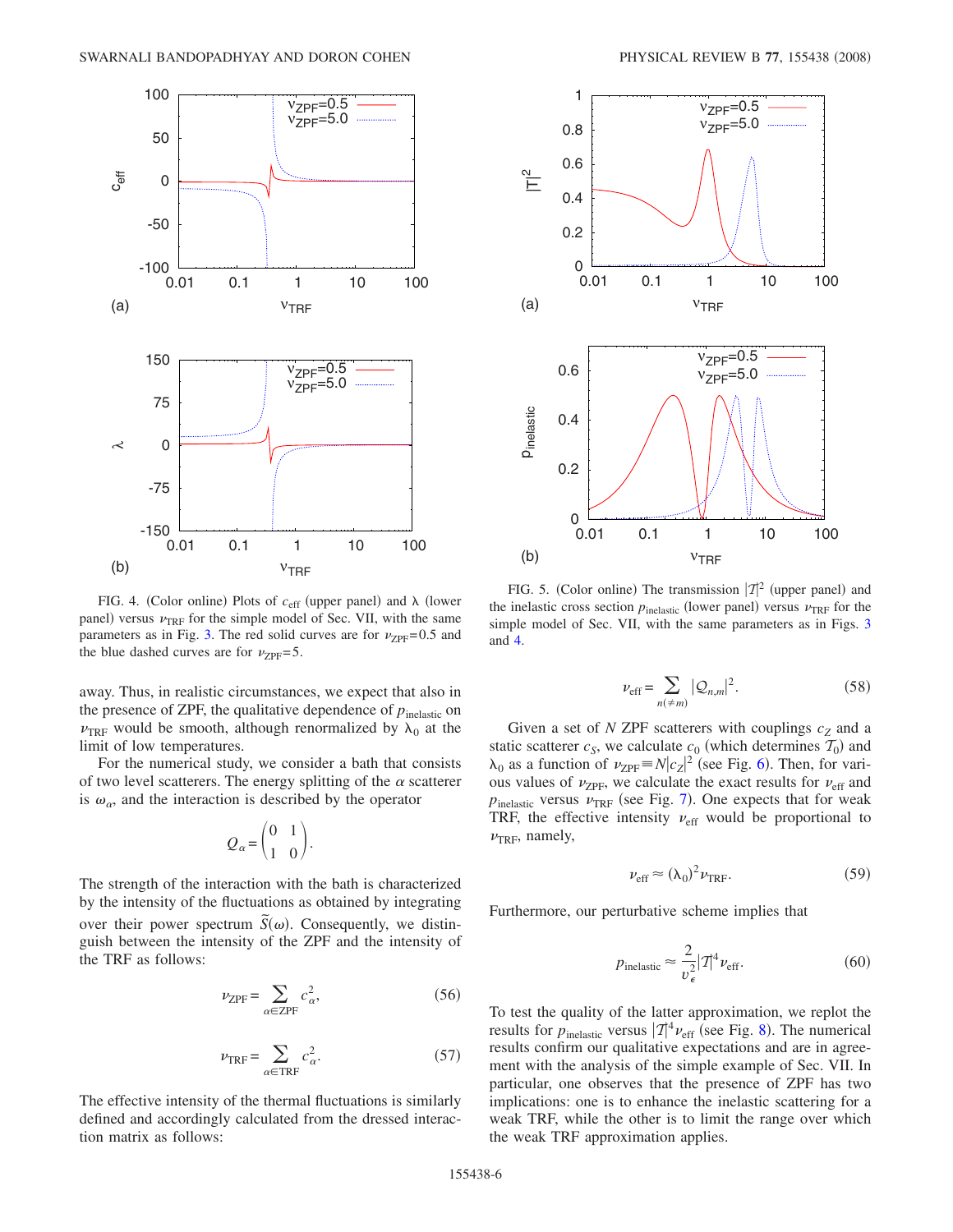$\nu_{ZPF}$=0.5

$\nu_{ZPF}$=5.0

$c_{eff}$

100

50

0

-50

-100

0.01 0.1 1 10 100

$\nu_{TRF}$

(a)

$\nu_{ZPF}$=0.5

$\nu_{ZPF}$=5.0

$\lambda$

150

75

0

-75

-150

0.01 0.1 1 10 100

$\nu_{TRF}$

(b)

FIG. 4. (Color online) Plots of $c_{\text{eff}}$ (upper panel) and $\lambda$ (lower panel) versus $\nu_{\text{TRF}}$ for the simple model of Sec. VII, with the same parameters as in Fig. 3. The red solid curves are for $\nu_{\text{ZPF}}=0.5$ and the blue dashed curves are for $\nu_{\text{ZPF}}=5$.

away. Thus, in realistic circumstances, we expect that also in the presence of ZPF, the qualitative dependence of $p_{\text{inelastic}}$ on $\nu_{\text{TRF}}$ would be smooth, although renormalized by $\lambda_0$ at the limit of low temperatures.

For the numerical study, we consider a bath that consists of two level scatterers. The energy splitting of the $\alpha$ scatterer is $\omega_\alpha$, and the interaction is described by the operator

$$Q_\alpha = \begin{pmatrix} 0 & 1 \\ 1 & 0 \end{pmatrix}.$$

The strength of the interaction with the bath is characterized by the intensity of the fluctuations as obtained by integrating over their power spectrum $\tilde{S}(\omega)$. Consequently, we distinguish between the intensity of the ZPF and the intensity of the TRF as follows:

$$\nu_{\text{ZPF}} = \sum_{\alpha \in \text{ZPF}} c_\alpha^2, \tag{56}$$

$$\nu_{\text{TRF}} = \sum_{\alpha \in \text{TRF}} c_\alpha^2. \tag{57}$$

The effective intensity of the thermal fluctuations is similarly defined and accordingly calculated from the dressed interaction matrix as follows:

$\nu_{ZPF}$=0.5

$\nu_{ZPF}$=5.0

$|T|^2$

1

0.8

0.6

0.4

0.2

0

0.01 0.1 1 10 100

$\nu_{TRF}$

(a)

$\nu_{ZPF}$=0.5

$\nu_{ZPF}$=5.0

$p_{inelastic}$

0.6

0.4

0.2

0

0.01 0.1 1 10 100

$\nu_{TRF}$

(b)

FIG. 5. (Color online) The transmission $|\mathcal{T}|^2$ (upper panel) and the inelastic cross section $p_{\text{inelastic}}$ (lower panel) versus $\nu_{\text{TRF}}$ for the simple model of Sec. VII, with the same parameters as in Figs. 3 and 4.

$$\nu_{\text{eff}} = \sum_{n(\neq m)} |\mathcal{Q}_{n,m}|^2. \tag{58}$$

Given a set of $N$ ZPF scatterers with couplings $c_Z$ and a static scatterer $c_S$, we calculate $c_0$ (which determines $\mathcal{T}_0$) and $\lambda_0$ as a function of $\nu_{\text{ZPF}} \equiv N|c_Z|^2$ (see Fig. 6). Then, for various values of $\nu_{\text{ZPF}}$, we calculate the exact results for $\nu_{\text{eff}}$ and $p_{\text{inelastic}}$ versus $\nu_{\text{TRF}}$ (see Fig. 7). One expects that for weak TRF, the effective intensity $\nu_{\text{eff}}$ would be proportional to $\nu_{\text{TRF}}$, namely,

$$\nu_{\text{eff}} \approx (\lambda_0)^2 \nu_{\text{TRF}}. \tag{59}$$

Furthermore, our perturbative scheme implies that

$$p_{\text{inelastic}} \approx \frac{2}{v_\epsilon^2} |\mathcal{T}|^4 \nu_{\text{eff}}. \tag{60}$$

To test the quality of the latter approximation, we replot the results for $p_{\text{inelastic}}$ versus $|\mathcal{T}|^4 \nu_{\text{eff}}$ (see Fig. 8). The numerical results confirm our qualitative expectations and are in agreement with the analysis of the simple example of Sec. VII. In particular, one observes that the presence of ZPF has two implications: one is to enhance the inelastic scattering for a weak TRF, while the other is to limit the range over which the weak TRF approximation applies.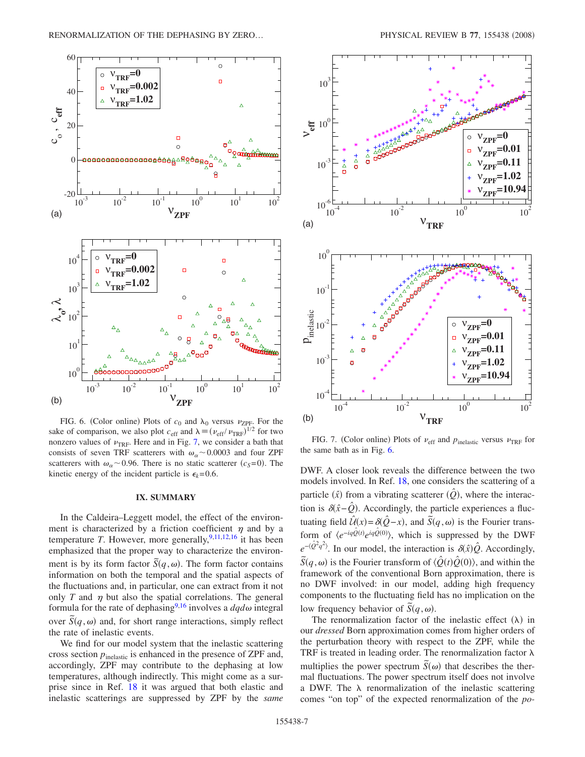(a)

$c_0$ , $c_{eff}$

60
40
20
0
-20

$10^{-3}$ $10^{-2}$ $10^{-1}$ $10^{0}$ $10^{1}$ $10^{2}$

$\nu_{ZPF}$

○ $\nu_{TRF}$=0
□ $\nu_{TRF}$=0.002
△ $\nu_{TRF}$=1.02

(b)

$\lambda_0$, $\lambda$

$10^{4}$ $10^{3}$ $10^{2}$ $10^{1}$ $10^{0}$

$10^{-3}$ $10^{-2}$ $10^{-1}$ $10^{0}$ $10^{1}$ $10^{2}$

$\nu_{ZPF}$

○ $\nu_{TRF}$=0
□ $\nu_{TRF}$=0.002
△ $\nu_{TRF}$=1.02

FIG. 6. (Color online) Plots of $c_0$ and $\lambda_0$ versus $\nu_{\text{ZPF}}$. For the sake of comparison, we also plot $c_{\text{eff}}$ and $\lambda \equiv (\nu_{\text{eff}}/\nu_{\text{TRF}})^{1/2}$ for two nonzero values of $\nu_{\text{TRF}}$. Here and in Fig. 7, we consider a bath that consists of seven TRF scatterers with $\omega_\alpha \sim 0.0003$ and four ZPF scatterers with $\omega_\alpha \sim 0.96$. There is no static scatterer ($c_S=0$). The kinetic energy of the incident particle is $\epsilon_k=0.6$.

(a)

$\nu_{eff}$

$10^{3}$ $10^{0}$ $10^{-3}$ $10^{-6}$

$10^{-4}$ $10^{-2}$ $10^{0}$ $10^{2}$

$\nu_{TRF}$

○ $\nu_{ZPF}$=0
□ $\nu_{ZPF}$=0.01
△ $\nu_{ZPF}$=0.11
+ $\nu_{ZPF}$=1.02
* $\nu_{ZPF}$=10.94

(b)

$p_{inelastic}$

$10^{0}$ $10^{-1}$ $10^{-2}$ $10^{-3}$ $10^{-4}$

$10^{-4}$ $10^{-2}$ $10^{0}$ $10^{2}$

$\nu_{TRF}$

○ $\nu_{ZPF}$=0
□ $\nu_{ZPF}$=0.01
△ $\nu_{ZPF}$=0.11
+ $\nu_{ZPF}$=1.02
* $\nu_{ZPF}$=10.94

FIG. 7. (Color online) Plots of $\nu_{\text{eff}}$ and $p_{\text{inelastic}}$ versus $\nu_{\text{TRF}}$ for the same bath as in Fig. 6.

## IX. SUMMARY

In the Caldeira–Leggett model, the effect of the environment is characterized by a friction coefficient $\eta$ and by a temperature $T$. However, more generally,[9,11,12,16] it has been emphasized that the proper way to characterize the environment is by its form factor $\tilde{S}(q,\omega)$. The form factor contains information on both the temporal and the spatial aspects of the fluctuations and, in particular, one can extract from it not only $T$ and $\eta$ but also the spatial correlations. The general formula for the rate of dephasing[9,16] involves a $dqd\omega$ integral over $\tilde{S}(q,\omega)$ and, for short range interactions, simply reflect the rate of inelastic events.

We find for our model system that the inelastic scattering cross section $p_{\text{inelastic}}$ is enhanced in the presence of ZPF and, accordingly, ZPF may contribute to the dephasing at low temperatures, although indirectly. This might come as a surprise since in Ref. 18 it was argued that both elastic and inelastic scatterings are suppressed by ZPF by the *same* DWF. A closer look reveals the difference between the two models involved. In Ref. 18, one considers the scattering of a particle ($\hat{x}$) from a vibrating scatterer ($\hat{Q}$), where the interaction is $\delta(\hat{x}-\hat{Q})$. Accordingly, the particle experiences a fluctuating field $\hat{\mathcal{U}}(x)=\delta(\hat{Q}-x)$, and $\tilde{S}(q,\omega)$ is the Fourier transform of $\langle e^{-iq\hat{Q}(t)}e^{iq\hat{Q}(0)}\rangle$, which is suppressed by the DWF $e^{-\langle\hat{Q}^2q^2\rangle}$. In our model, the interaction is $\delta(\hat{x})\hat{Q}$. Accordingly, $\tilde{S}(q,\omega)$ is the Fourier transform of $\langle\hat{Q}(t)\hat{Q}(0)\rangle$, and within the framework of the conventional Born approximation, there is no DWF involved: in our model, adding high frequency components to the fluctuating field has no implication on the low frequency behavior of $\tilde{S}(q,\omega)$.

The renormalization factor of the inelastic effect ($\lambda$) in our *dressed* Born approximation comes from higher orders of the perturbation theory with respect to the ZPF, while the TRF is treated in leading order. The renormalization factor $\lambda$ multiplies the power spectrum $\tilde{S}(\omega)$ that describes the thermal fluctuations. The power spectrum itself does not involve a DWF. The $\lambda$ renormalization of the inelastic scattering comes "on top" of the expected renormalization of the *po-*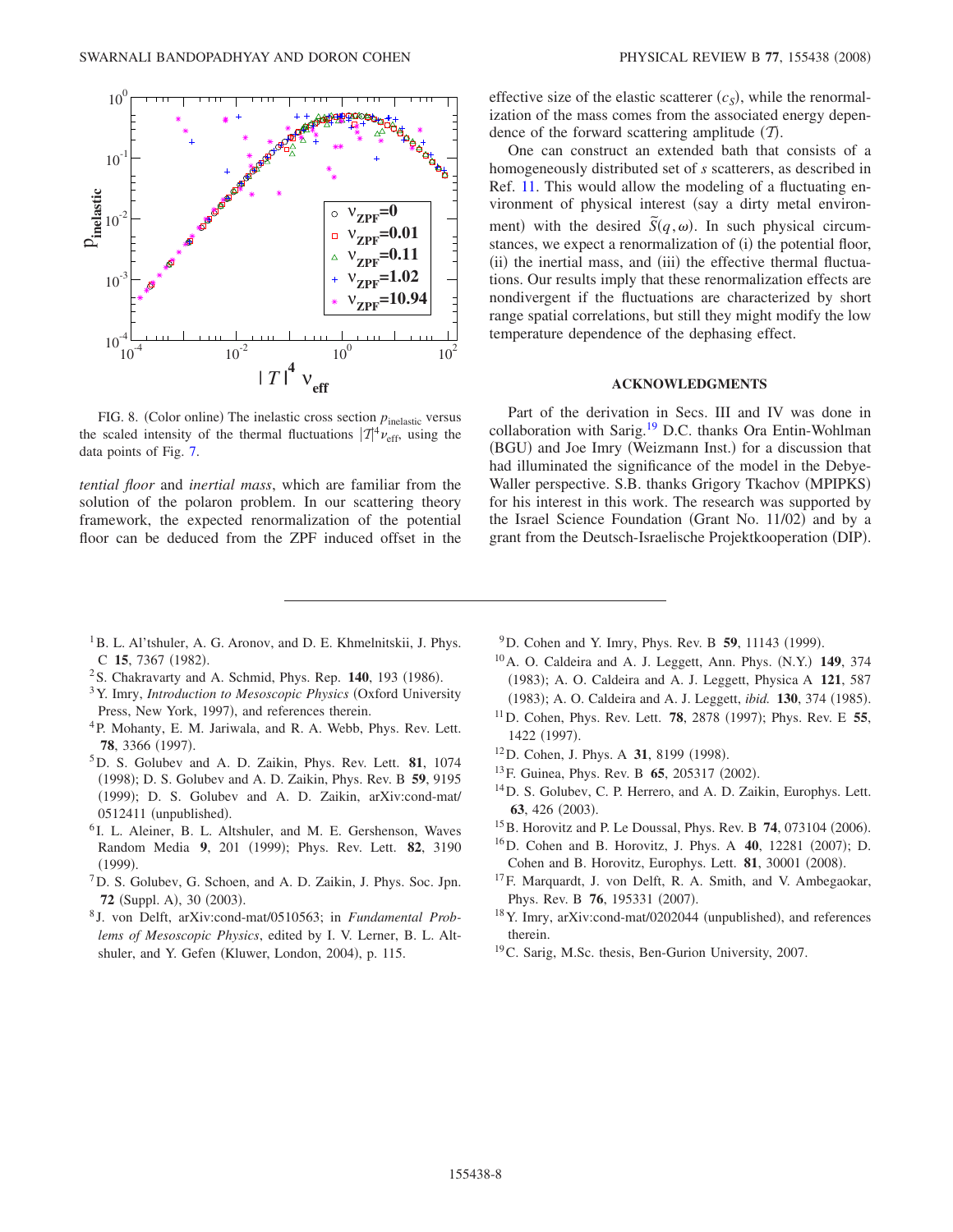$10^0$

$10^{-1}$

$10^{-2}$

$10^{-3}$

$10^{-4}$

$p_{\text{inelastic}}$

$10^{-4}$ $10^{-2}$ $10^0$ $10^2$

$|\mathcal{T}|^4 \nu_{\text{eff}}$

$\nu_{\text{ZPF}}=0$

$\nu_{\text{ZPF}}=0.01$

$\nu_{\text{ZPF}}=0.11$

$\nu_{\text{ZPF}}=1.02$

$\nu_{\text{ZPF}}=10.94$

FIG. 8. (Color online) The inelastic cross section $p_{\text{inelastic}}$ versus the scaled intensity of the thermal fluctuations $|\mathcal{T}|^4 \nu_{\text{eff}}$, using the data points of Fig. 7.

*tential floor* and *inertial mass*, which are familiar from the solution of the polaron problem. In our scattering theory framework, the expected renormalization of the potential floor can be deduced from the ZPF induced offset in the effective size of the elastic scatterer ($c_S$), while the renormalization of the mass comes from the associated energy dependence of the forward scattering amplitude ($\mathcal{T}$).

One can construct an extended bath that consists of a homogeneously distributed set of $s$ scatterers, as described in Ref. 11. This would allow the modeling of a fluctuating environment of physical interest (say a dirty metal environment) with the desired $\tilde{S}(q,\omega)$. In such physical circumstances, we expect a renormalization of (i) the potential floor, (ii) the inertial mass, and (iii) the effective thermal fluctuations. Our results imply that these renormalization effects are nondivergent if the fluctuations are characterized by short range spatial correlations, but still they might modify the low temperature dependence of the dephasing effect.

## ACKNOWLEDGMENTS

Part of the derivation in Secs. III and IV was done in collaboration with Sarig.[19] D.C. thanks Ora Entin-Wohlman (BGU) and Joe Imry (Weizmann Inst.) for a discussion that had illuminated the significance of the model in the Debye-Waller perspective. S.B. thanks Grigory Tkachov (MPIPKS) for his interest in this work. The research was supported by the Israel Science Foundation (Grant No. 11/02) and by a grant from the Deutsch-Israelische Projektkooperation (DIP).

---

[1] B. L. Al'tshuler, A. G. Aronov, and D. E. Khmelnitskii, J. Phys. C **15**, 7367 (1982).

[2] S. Chakravarty and A. Schmid, Phys. Rep. **140**, 193 (1986).

[3] Y. Imry, *Introduction to Mesoscopic Physics* (Oxford University Press, New York, 1997), and references therein.

[4] P. Mohanty, E. M. Jariwala, and R. A. Webb, Phys. Rev. Lett. **78**, 3366 (1997).

[5] D. S. Golubev and A. D. Zaikin, Phys. Rev. Lett. **81**, 1074 (1998); D. S. Golubev and A. D. Zaikin, Phys. Rev. B **59**, 9195 (1999); D. S. Golubev and A. D. Zaikin, arXiv:cond-mat/0512411 (unpublished).

[6] I. L. Aleiner, B. L. Altshuler, and M. E. Gershenson, Waves Random Media **9**, 201 (1999); Phys. Rev. Lett. **82**, 3190 (1999).

[7] D. S. Golubev, G. Schoen, and A. D. Zaikin, J. Phys. Soc. Jpn. **72** (Suppl. A), 30 (2003).

[8] J. von Delft, arXiv:cond-mat/0510563; in *Fundamental Problems of Mesoscopic Physics*, edited by I. V. Lerner, B. L. Altshuler, and Y. Gefen (Kluwer, London, 2004), p. 115.

[9] D. Cohen and Y. Imry, Phys. Rev. B **59**, 11143 (1999).

[10] A. O. Caldeira and A. J. Leggett, Ann. Phys. (N.Y.) **149**, 374 (1983); A. O. Caldeira and A. J. Leggett, Physica A **121**, 587 (1983); A. O. Caldeira and A. J. Leggett, *ibid.* **130**, 374 (1985).

[11] D. Cohen, Phys. Rev. Lett. **78**, 2878 (1997); Phys. Rev. E **55**, 1422 (1997).

[12] D. Cohen, J. Phys. A **31**, 8199 (1998).

[13] F. Guinea, Phys. Rev. B **65**, 205317 (2002).

[14] D. S. Golubev, C. P. Herrero, and A. D. Zaikin, Europhys. Lett. **63**, 426 (2003).

[15] B. Horovitz and P. Le Doussal, Phys. Rev. B **74**, 073104 (2006).

[16] D. Cohen and B. Horovitz, J. Phys. A **40**, 12281 (2007); D. Cohen and B. Horovitz, Europhys. Lett. **81**, 30001 (2008).

[17] F. Marquardt, J. von Delft, R. A. Smith, and V. Ambegaokar, Phys. Rev. B **76**, 195331 (2007).

[18] Y. Imry, arXiv:cond-mat/0202044 (unpublished), and references therein.

[19] C. Sarig, M.Sc. thesis, Ben-Gurion University, 2007.